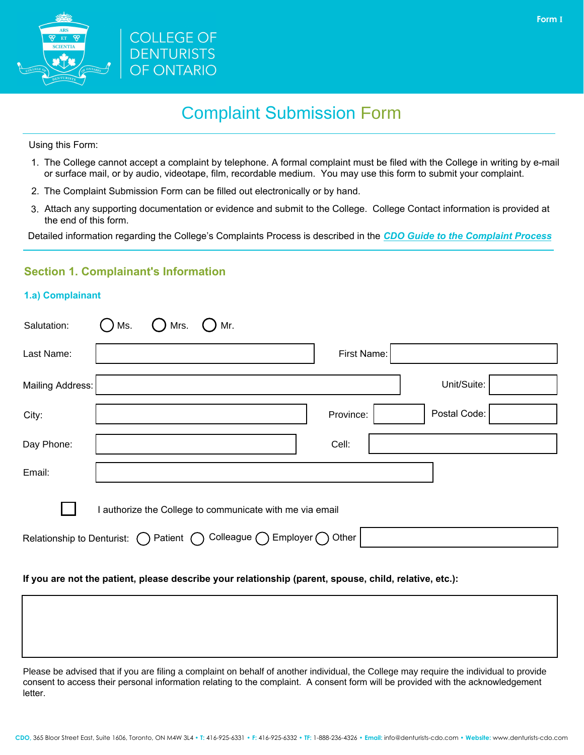Form I

COLLEGE OF DENTURISTS OF ONTARIO

# Complaint Submission Form

Using this Form:

1. The College cannot accept a complaint by telephone. A formal complaint must be filed with the College in writing by e-mail or surface mail, or by audio, videotape, film, recordable medium. You may use this form to submit your complaint.
2. The Complaint Submission Form can be filled out electronically or by hand.
3. Attach any supporting documentation or evidence and submit to the College. College Contact information is provided at the end of this form.

Detailed information regarding the College's Complaints Process is described in the ***CDO Guide to the Complaint Process***

## Section 1. Complainant's Information

### 1.a) Complainant

Salutation: ◯ Ms. ◯ Mrs. ◯ Mr.

Last Name: \_\_\_\_\_\_\_\_\_\_ First Name: \_\_\_\_\_\_\_\_\_\_

Mailing Address: \_\_\_\_\_\_\_\_\_\_ Unit/Suite: \_\_\_\_\_\_\_\_\_\_

City: \_\_\_\_\_\_\_\_\_\_ Province: \_\_\_\_\_\_\_\_\_\_ Postal Code: \_\_\_\_\_\_\_\_\_\_

Day Phone: \_\_\_\_\_\_\_\_\_\_ Cell: \_\_\_\_\_\_\_\_\_\_

Email: \_\_\_\_\_\_\_\_\_\_

☐ I authorize the College to communicate with me via email

Relationship to Denturist: ◯ Patient ◯ Colleague ◯ Employer ◯ Other \_\_\_\_\_\_\_\_\_\_

**If you are not the patient, please describe your relationship (parent, spouse, child, relative, etc.):**

\_\_\_\_\_\_\_\_\_\_

Please be advised that if you are filing a complaint on behalf of another individual, the College may require the individual to provide consent to access their personal information relating to the complaint. A consent form will be provided with the acknowledgement letter.

CDO, 365 Bloor Street East, Suite 1606, Toronto, ON M4W 3L4 • T: 416-925-6331 • F: 416-925-6332 • TF: 1-888-236-4326 • Email: info@denturists-cdo.com • Website: www.denturists-cdo.com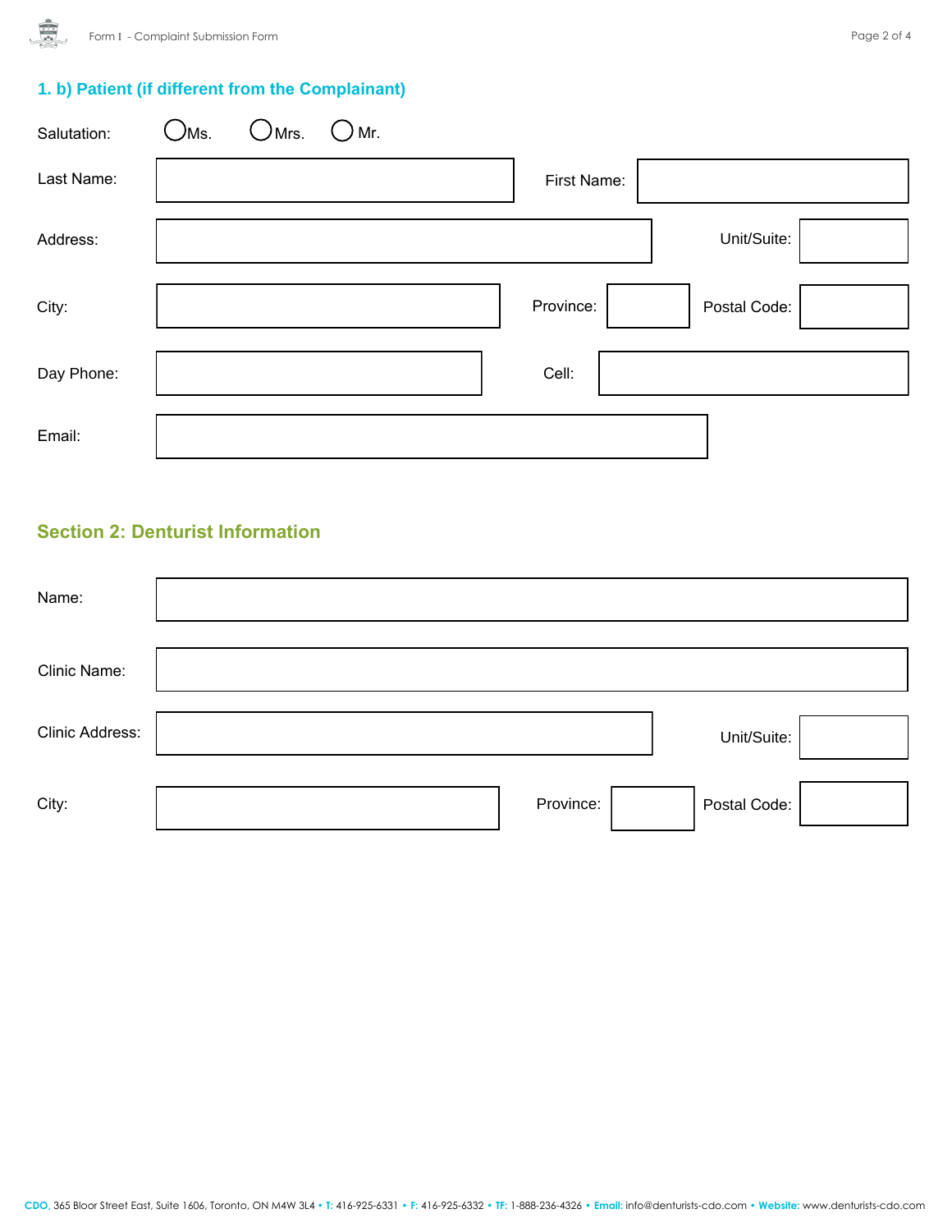## 1. b) Patient (if different from the Complainant)

Salutation: ○ Ms. ○ Mrs. ○ Mr.

Last Name: First Name:

Address: Unit/Suite:

City: Province: Postal Code:

Day Phone: Cell:

Email:

## Section 2: Denturist Information

Name:

Clinic Name:

Clinic Address: Unit/Suite:

City: Province: Postal Code:

CDO, 365 Bloor Street East, Suite 1606, Toronto, ON M4W 3L4 • T: 416-925-6331 • F: 416-925-6332 • TF: 1-888-236-4326 • Email: info@denturists-cdo.com • Website: www.denturists-cdo.com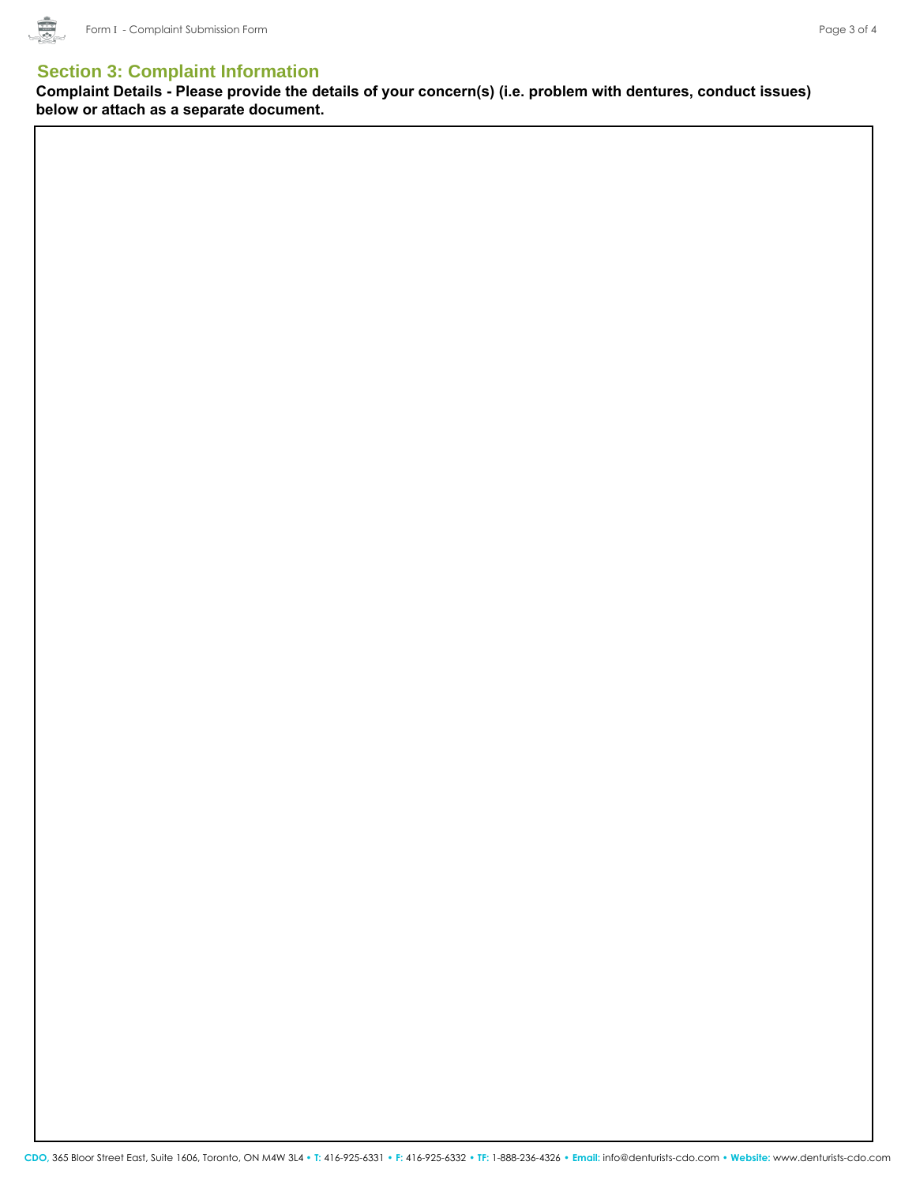## Section 3: Complaint Information

**Complaint Details - Please provide the details of your concern(s) (i.e. problem with dentures, conduct issues) below or attach as a separate document.**

**CDO**, 365 Bloor Street East, Suite 1606, Toronto, ON M4W 3L4 • **T:** 416-925-6331 • **F:** 416-925-6332 • **TF:** 1-888-236-4326 • **Email:** info@denturists-cdo.com • **Website:** www.denturists-cdo.com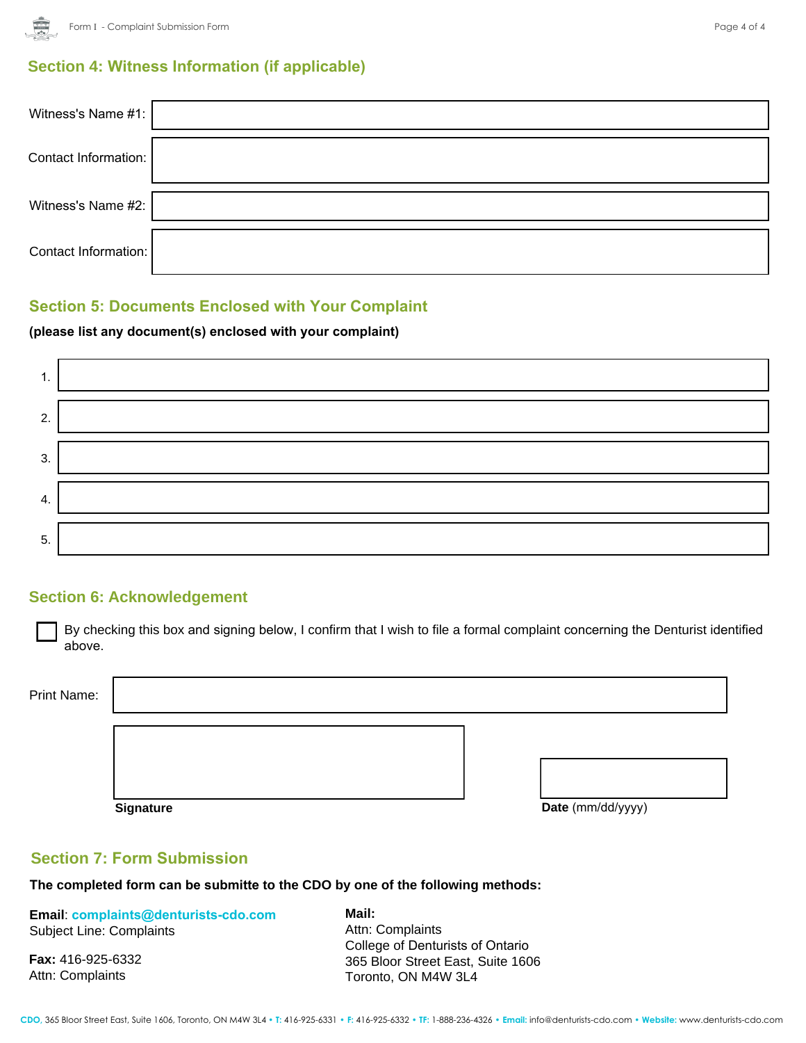## Section 4: Witness Information (if applicable)

| | |
|---|---|
| Witness's Name #1: | |
| Contact Information: | |
| Witness's Name #2: | |
| Contact Information: | |

## Section 5: Documents Enclosed with Your Complaint

**(please list any document(s) enclosed with your complaint)**

1. 
2. 
3. 
4. 
5. 

## Section 6: Acknowledgement

☐ By checking this box and signing below, I confirm that I wish to file a formal complaint concerning the Denturist identified above.

Print Name:

**Signature**

**Date** (mm/dd/yyyy)

## Section 7: Form Submission

**The completed form can be submitte to the CDO by one of the following methods:**

**Email**: complaints@denturists-cdo.com
Subject Line: Complaints

**Fax:** 416-925-6332
Attn: Complaints

**Mail:**
Attn: Complaints
College of Denturists of Ontario
365 Bloor Street East, Suite 1606
Toronto, ON M4W 3L4